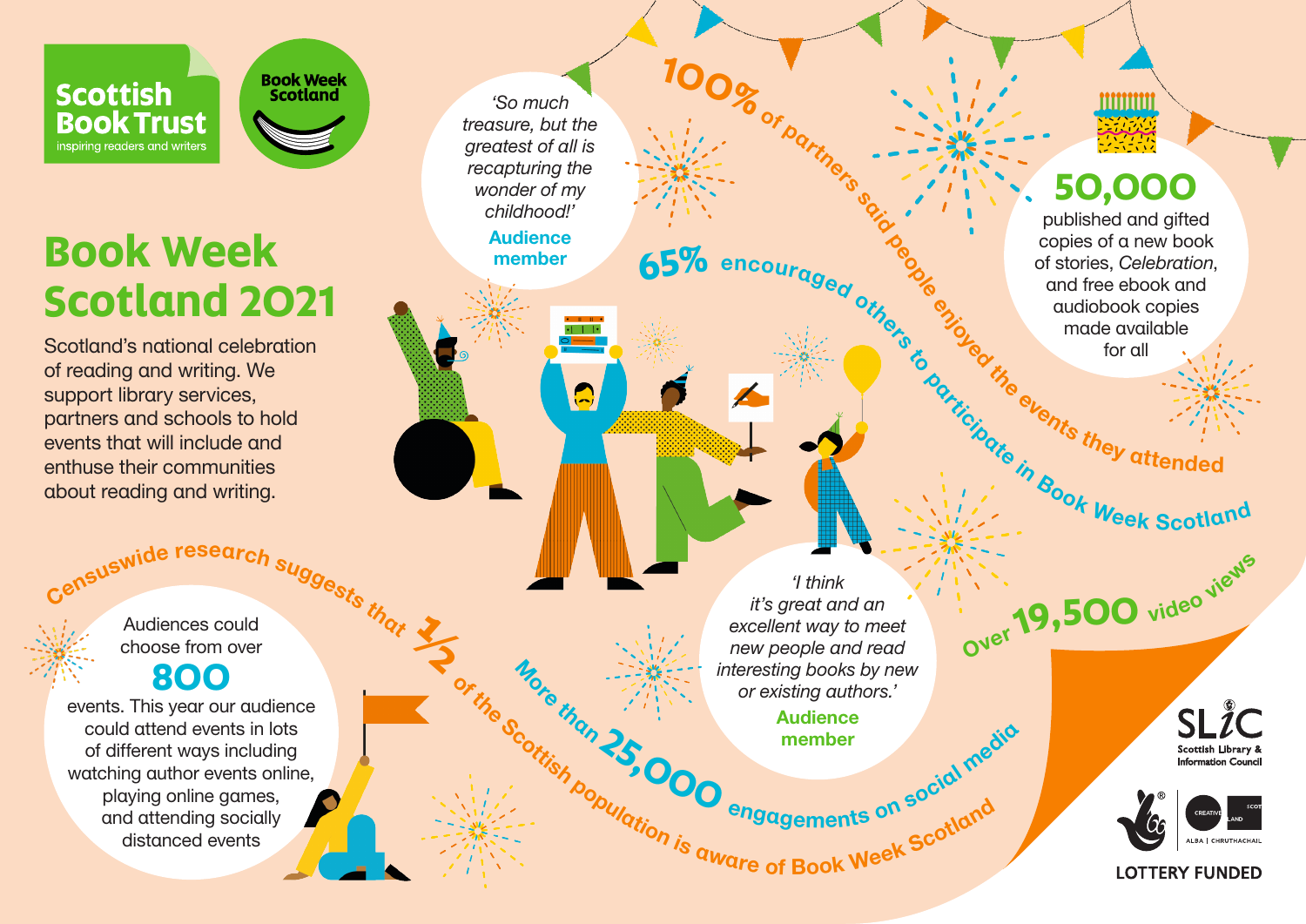Scottish Book Trust
inspiring readers and writers

Book Week Scotland

# Book Week Scotland 2021

Scotland's national celebration of reading and writing. We support library services, partners and schools to hold events that will include and enthuse their communities about reading and writing.

*'So much treasure, but the greatest of all is recapturing the wonder of my childhood!'*
**Audience member**

**100%** of partners said people enjoyed the events they attended

**65%** encouraged others to participate in Book Week Scotland

**50,000**
published and gifted copies of a new book of stories, *Celebration*, and free ebook and audiobook copies made available for all

Censuswide research suggests that **½** of the Scottish population is aware of Book Week Scotland

Audiences could choose from over
**800**
events. This year our audience could attend events in lots of different ways including watching author events online, playing online games, and attending socially distanced events

More than **25,000** engagements on social media

*'I think it's great and an excellent way to meet new people and read interesting books by new or existing authors.'*
**Audience member**

Over **19,500** video views

SLIC Scottish Library & Information Council

Creative Scotland – Alba | Chruthachail

LOTTERY FUNDED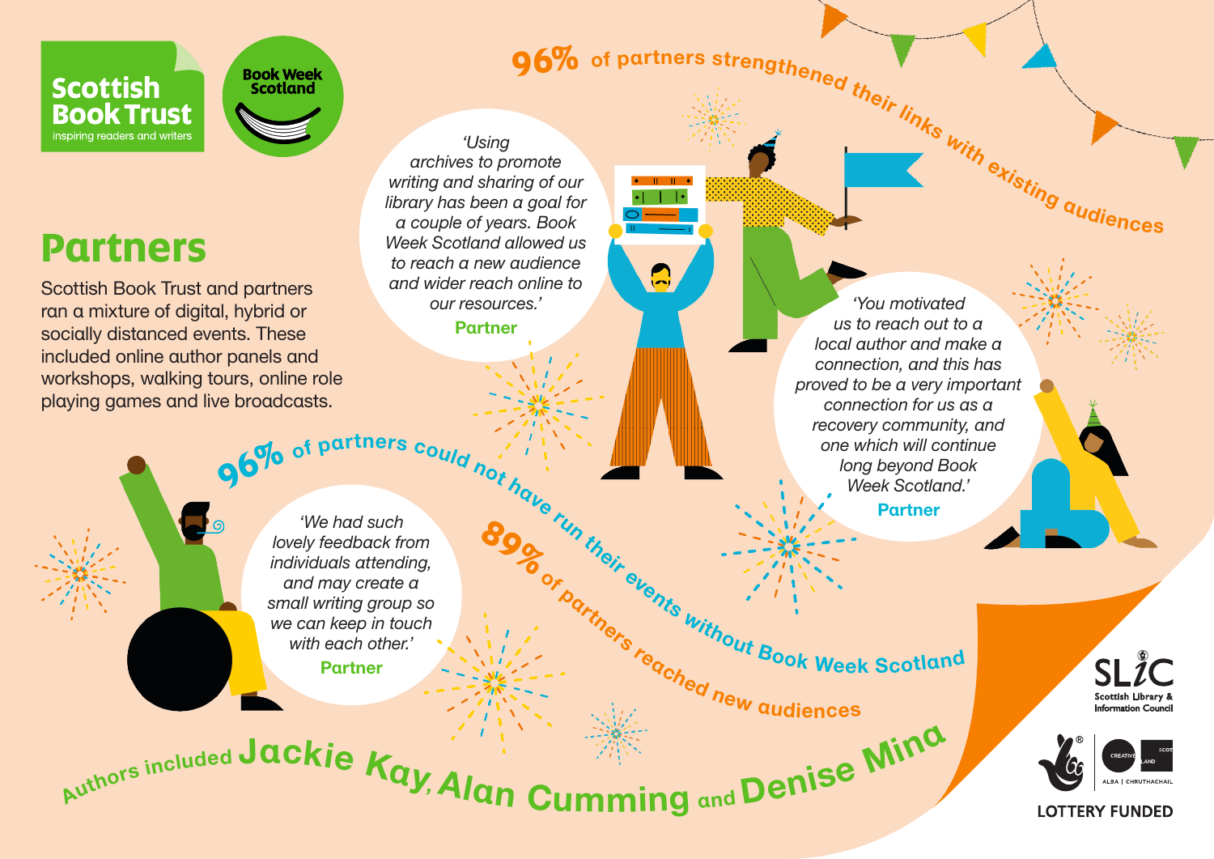Scottish Book Trust
inspiring readers and writers

Book Week Scotland

# Partners

Scottish Book Trust and partners ran a mixture of digital, hybrid or socially distanced events. These included online author panels and workshops, walking tours, online role playing games and live broadcasts.

**96%** of partners strengthened their links with existing audiences

*'Using archives to promote writing and sharing of our library has been a goal for a couple of years. Book Week Scotland allowed us to reach a new audience and wider reach online to our resources.'*

**Partner**

*'You motivated us to reach out to a local author and make a connection, and this has proved to be a very important connection for us as a recovery community, and one which will continue long beyond Book Week Scotland.'*

**Partner**

**96%** of partners could not have run their events without Book Week Scotland

**89%** of partners reached new audiences

*'We had such lovely feedback from individuals attending, and may create a small writing group so we can keep in touch with each other.'*

**Partner**

Authors included **Jackie Kay**, **Alan Cumming** and **Denise Mina**

SLiC Scottish Library & Information Council

CREATIVE SCOTLAND
ALBA | CHRUTHACHAIL

LOTTERY FUNDED